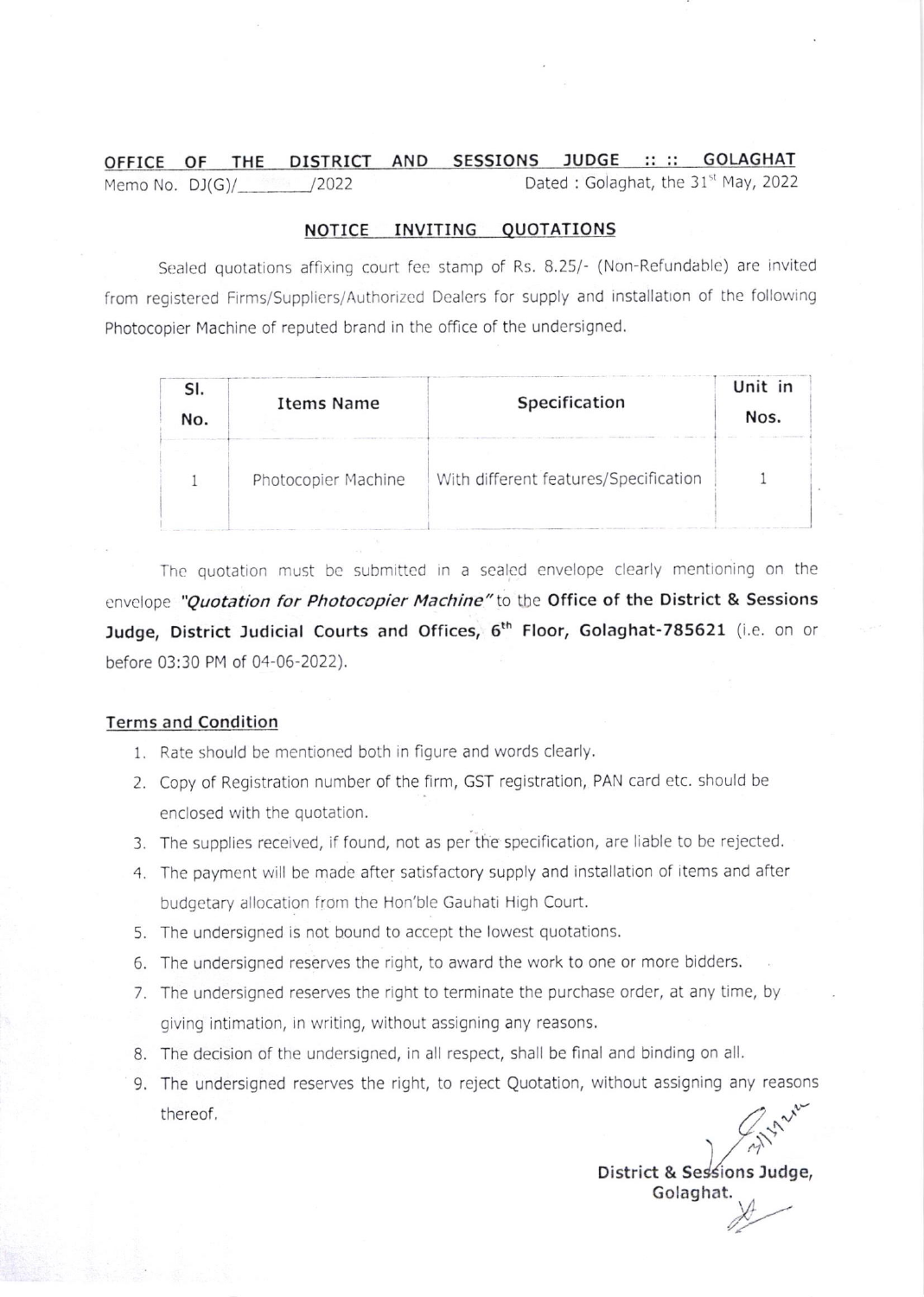**OFFICE OF THE DISTRICT AND SESSIONS JUDGE :: :: GOLAGHAT**

Memo No. DJ(G)/\_\_\_\_\_\_\_/2022 Dated : Golaghat, the 31st May, 2022

## NOTICE INVITING QUOTATIONS

Sealed quotations affixing court fee stamp of Rs. 8.25/- (Non-Refundable) are invited from registered Firms/Suppliers/Authorized Dealers for supply and installation of the following Photocopier Machine of reputed brand in the office of the undersigned.

| Sl. No. | Items Name | Specification | Unit in Nos. |
|---|---|---|---|
| 1 | Photocopier Machine | With different features/Specification | 1 |

The quotation must be submitted in a sealed envelope clearly mentioning on the envelope ***"Quotation for Photocopier Machine"*** to the **Office of the District & Sessions Judge, District Judicial Courts and Offices, 6th Floor, Golaghat-785621** (i.e. on or before 03:30 PM of 04-06-2022).

### Terms and Condition

1. Rate should be mentioned both in figure and words clearly.
2. Copy of Registration number of the firm, GST registration, PAN card etc. should be enclosed with the quotation.
3. The supplies received, if found, not as per the specification, are liable to be rejected.
4. The payment will be made after satisfactory supply and installation of items and after budgetary allocation from the Hon'ble Gauhati High Court.
5. The undersigned is not bound to accept the lowest quotations.
6. The undersigned reserves the right, to award the work to one or more bidders.
7. The undersigned reserves the right to terminate the purchase order, at any time, by giving intimation, in writing, without assigning any reasons.
8. The decision of the undersigned, in all respect, shall be final and binding on all.
9. The undersigned reserves the right, to reject Quotation, without assigning any reasons thereof.

**District & Sessions Judge,**
**Golaghat.**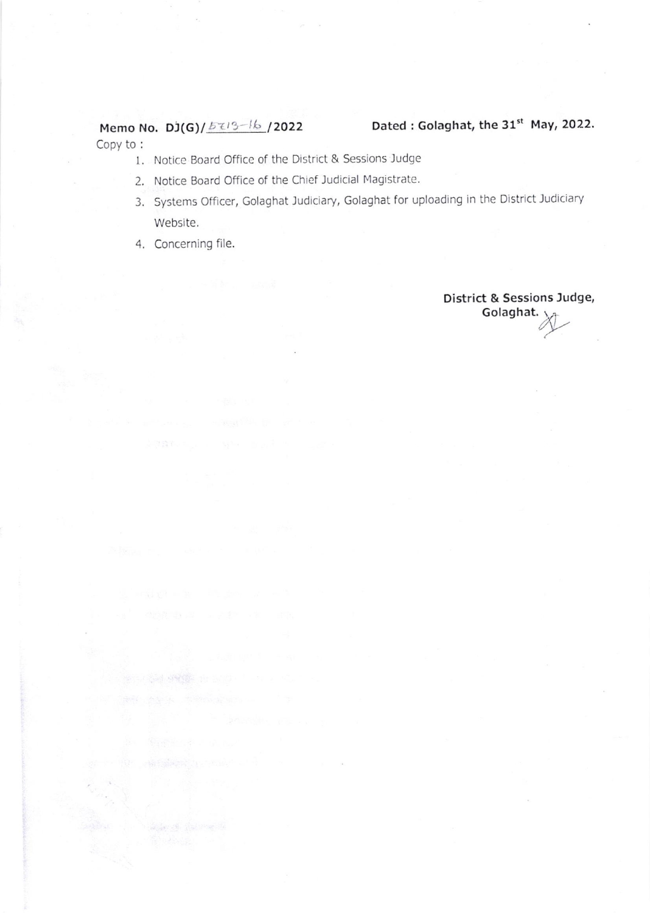**Memo No. DJ(G)/5213-16/2022** **Dated : Golaghat, the 31st May, 2022.**

Copy to :

1. Notice Board Office of the District & Sessions Judge
2. Notice Board Office of the Chief Judicial Magistrate.
3. Systems Officer, Golaghat Judiciary, Golaghat for uploading in the District Judiciary Website.
4. Concerning file.

**District & Sessions Judge,**
**Golaghat.**